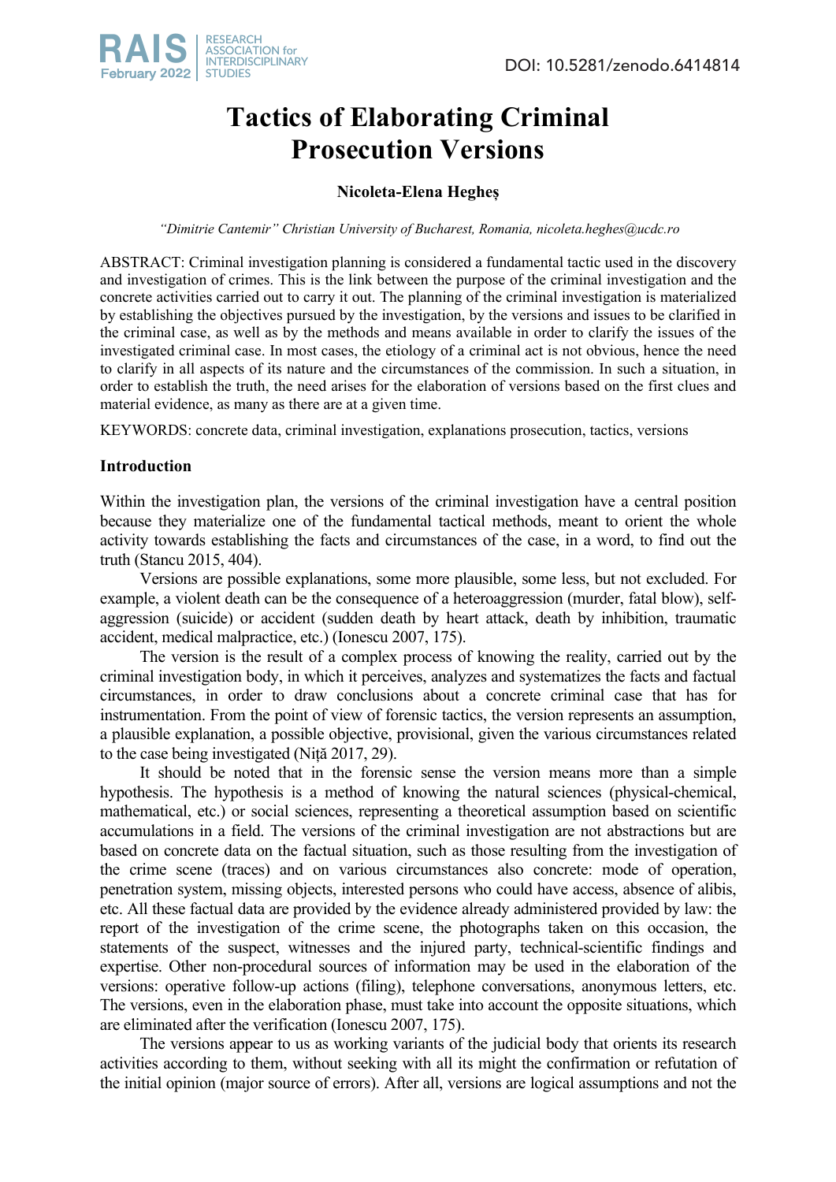# Tactics of Elaborating Criminal Prosecution Versions

**Nicoleta-Elena Hegheș**

*"Dimitrie Cantemir" Christian University of Bucharest, Romania, nicoleta.heghes@ucdc.ro*

ABSTRACT: Criminal investigation planning is considered a fundamental tactic used in the discovery and investigation of crimes. This is the link between the purpose of the criminal investigation and the concrete activities carried out to carry it out. The planning of the criminal investigation is materialized by establishing the objectives pursued by the investigation, by the versions and issues to be clarified in the criminal case, as well as by the methods and means available in order to clarify the issues of the investigated criminal case. In most cases, the etiology of a criminal act is not obvious, hence the need to clarify in all aspects of its nature and the circumstances of the commission. In such a situation, in order to establish the truth, the need arises for the elaboration of versions based on the first clues and material evidence, as many as there are at a given time.

KEYWORDS: concrete data, criminal investigation, explanations prosecution, tactics, versions

## Introduction

Within the investigation plan, the versions of the criminal investigation have a central position because they materialize one of the fundamental tactical methods, meant to orient the whole activity towards establishing the facts and circumstances of the case, in a word, to find out the truth (Stancu 2015, 404).

Versions are possible explanations, some more plausible, some less, but not excluded. For example, a violent death can be the consequence of a heteroaggression (murder, fatal blow), self-aggression (suicide) or accident (sudden death by heart attack, death by inhibition, traumatic accident, medical malpractice, etc.) (Ionescu 2007, 175).

The version is the result of a complex process of knowing the reality, carried out by the criminal investigation body, in which it perceives, analyzes and systematizes the facts and factual circumstances, in order to draw conclusions about a concrete criminal case that has for instrumentation. From the point of view of forensic tactics, the version represents an assumption, a plausible explanation, a possible objective, provisional, given the various circumstances related to the case being investigated (Niță 2017, 29).

It should be noted that in the forensic sense the version means more than a simple hypothesis. The hypothesis is a method of knowing the natural sciences (physical-chemical, mathematical, etc.) or social sciences, representing a theoretical assumption based on scientific accumulations in a field. The versions of the criminal investigation are not abstractions but are based on concrete data on the factual situation, such as those resulting from the investigation of the crime scene (traces) and on various circumstances also concrete: mode of operation, penetration system, missing objects, interested persons who could have access, absence of alibis, etc. All these factual data are provided by the evidence already administered provided by law: the report of the investigation of the crime scene, the photographs taken on this occasion, the statements of the suspect, witnesses and the injured party, technical-scientific findings and expertise. Other non-procedural sources of information may be used in the elaboration of the versions: operative follow-up actions (filing), telephone conversations, anonymous letters, etc. The versions, even in the elaboration phase, must take into account the opposite situations, which are eliminated after the verification (Ionescu 2007, 175).

The versions appear to us as working variants of the judicial body that orients its research activities according to them, without seeking with all its might the confirmation or refutation of the initial opinion (major source of errors). After all, versions are logical assumptions and not the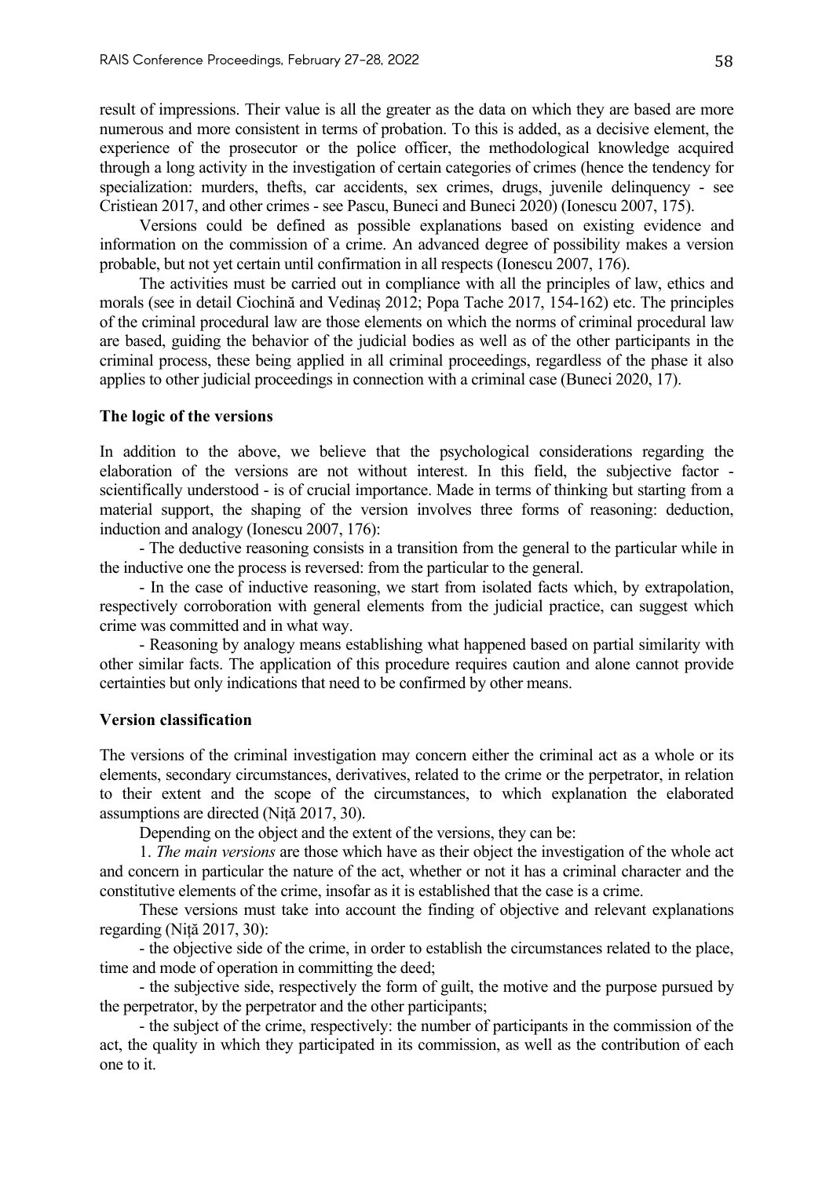result of impressions. Their value is all the greater as the data on which they are based are more numerous and more consistent in terms of probation. To this is added, as a decisive element, the experience of the prosecutor or the police officer, the methodological knowledge acquired through a long activity in the investigation of certain categories of crimes (hence the tendency for specialization: murders, thefts, car accidents, sex crimes, drugs, juvenile delinquency - see Cristiean 2017, and other crimes - see Pascu, Buneci and Buneci 2020) (Ionescu 2007, 175).

Versions could be defined as possible explanations based on existing evidence and information on the commission of a crime. An advanced degree of possibility makes a version probable, but not yet certain until confirmation in all respects (Ionescu 2007, 176).

The activities must be carried out in compliance with all the principles of law, ethics and morals (see in detail Ciochină and Vedinaș 2012; Popa Tache 2017, 154-162) etc. The principles of the criminal procedural law are those elements on which the norms of criminal procedural law are based, guiding the behavior of the judicial bodies as well as of the other participants in the criminal process, these being applied in all criminal proceedings, regardless of the phase it also applies to other judicial proceedings in connection with a criminal case (Buneci 2020, 17).

## The logic of the versions

In addition to the above, we believe that the psychological considerations regarding the elaboration of the versions are not without interest. In this field, the subjective factor - scientifically understood - is of crucial importance. Made in terms of thinking but starting from a material support, the shaping of the version involves three forms of reasoning: deduction, induction and analogy (Ionescu 2007, 176):

- The deductive reasoning consists in a transition from the general to the particular while in the inductive one the process is reversed: from the particular to the general.
- In the case of inductive reasoning, we start from isolated facts which, by extrapolation, respectively corroboration with general elements from the judicial practice, can suggest which crime was committed and in what way.
- Reasoning by analogy means establishing what happened based on partial similarity with other similar facts. The application of this procedure requires caution and alone cannot provide certainties but only indications that need to be confirmed by other means.

## Version classification

The versions of the criminal investigation may concern either the criminal act as a whole or its elements, secondary circumstances, derivatives, related to the crime or the perpetrator, in relation to their extent and the scope of the circumstances, to which explanation the elaborated assumptions are directed (Niță 2017, 30).

Depending on the object and the extent of the versions, they can be:

1. *The main versions* are those which have as their object the investigation of the whole act and concern in particular the nature of the act, whether or not it has a criminal character and the constitutive elements of the crime, insofar as it is established that the case is a crime.

These versions must take into account the finding of objective and relevant explanations regarding (Niță 2017, 30):

- the objective side of the crime, in order to establish the circumstances related to the place, time and mode of operation in committing the deed;
- the subjective side, respectively the form of guilt, the motive and the purpose pursued by the perpetrator, by the perpetrator and the other participants;
- the subject of the crime, respectively: the number of participants in the commission of the act, the quality in which they participated in its commission, as well as the contribution of each one to it.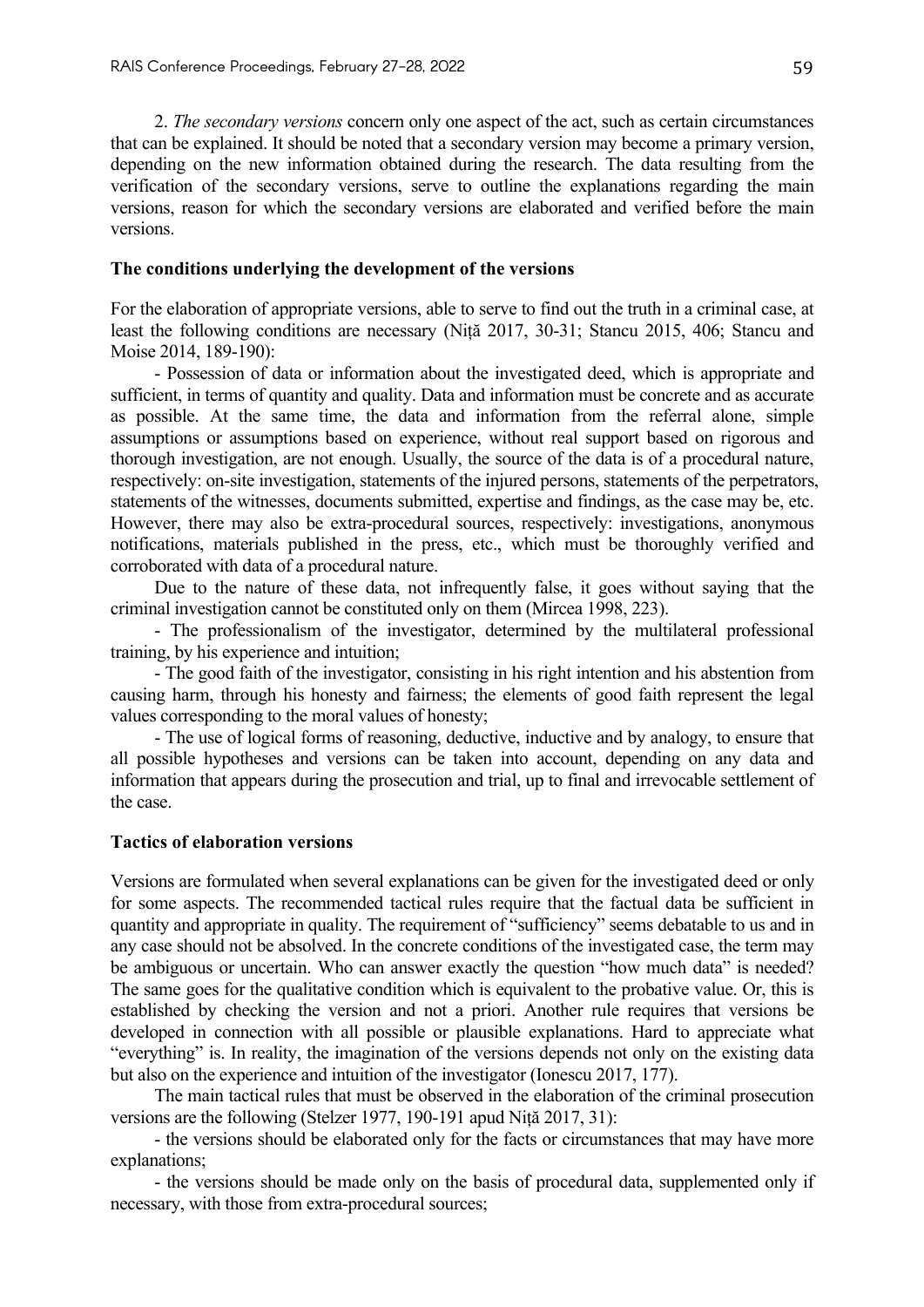2. *The secondary versions* concern only one aspect of the act, such as certain circumstances that can be explained. It should be noted that a secondary version may become a primary version, depending on the new information obtained during the research. The data resulting from the verification of the secondary versions, serve to outline the explanations regarding the main versions, reason for which the secondary versions are elaborated and verified before the main versions.

**The conditions underlying the development of the versions**

For the elaboration of appropriate versions, able to serve to find out the truth in a criminal case, at least the following conditions are necessary (Niță 2017, 30-31; Stancu 2015, 406; Stancu and Moise 2014, 189-190):

- Possession of data or information about the investigated deed, which is appropriate and sufficient, in terms of quantity and quality. Data and information must be concrete and as accurate as possible. At the same time, the data and information from the referral alone, simple assumptions or assumptions based on experience, without real support based on rigorous and thorough investigation, are not enough. Usually, the source of the data is of a procedural nature, respectively: on-site investigation, statements of the injured persons, statements of the perpetrators, statements of the witnesses, documents submitted, expertise and findings, as the case may be, etc. However, there may also be extra-procedural sources, respectively: investigations, anonymous notifications, materials published in the press, etc., which must be thoroughly verified and corroborated with data of a procedural nature.

Due to the nature of these data, not infrequently false, it goes without saying that the criminal investigation cannot be constituted only on them (Mircea 1998, 223).

- The professionalism of the investigator, determined by the multilateral professional training, by his experience and intuition;
- The good faith of the investigator, consisting in his right intention and his abstention from causing harm, through his honesty and fairness; the elements of good faith represent the legal values corresponding to the moral values of honesty;
- The use of logical forms of reasoning, deductive, inductive and by analogy, to ensure that all possible hypotheses and versions can be taken into account, depending on any data and information that appears during the prosecution and trial, up to final and irrevocable settlement of the case.

**Tactics of elaboration versions**

Versions are formulated when several explanations can be given for the investigated deed or only for some aspects. The recommended tactical rules require that the factual data be sufficient in quantity and appropriate in quality. The requirement of "sufficiency" seems debatable to us and in any case should not be absolved. In the concrete conditions of the investigated case, the term may be ambiguous or uncertain. Who can answer exactly the question "how much data" is needed? The same goes for the qualitative condition which is equivalent to the probative value. Or, this is established by checking the version and not a priori. Another rule requires that versions be developed in connection with all possible or plausible explanations. Hard to appreciate what "everything" is. In reality, the imagination of the versions depends not only on the existing data but also on the experience and intuition of the investigator (Ionescu 2017, 177).

The main tactical rules that must be observed in the elaboration of the criminal prosecution versions are the following (Stelzer 1977, 190-191 apud Niță 2017, 31):

- the versions should be elaborated only for the facts or circumstances that may have more explanations;
- the versions should be made only on the basis of procedural data, supplemented only if necessary, with those from extra-procedural sources;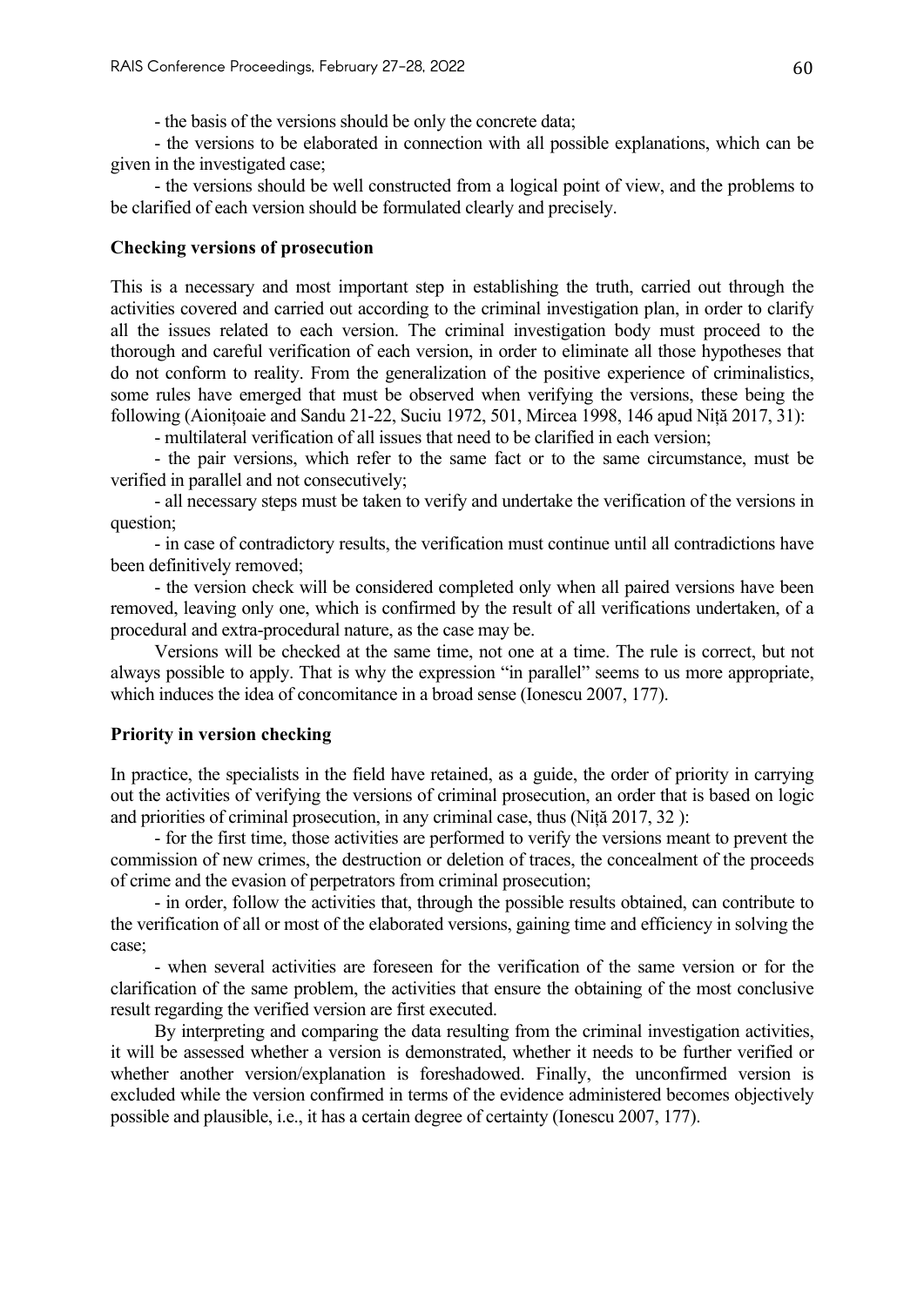- the basis of the versions should be only the concrete data;

- the versions to be elaborated in connection with all possible explanations, which can be given in the investigated case;

- the versions should be well constructed from a logical point of view, and the problems to be clarified of each version should be formulated clearly and precisely.

**Checking versions of prosecution**

This is a necessary and most important step in establishing the truth, carried out through the activities covered and carried out according to the criminal investigation plan, in order to clarify all the issues related to each version. The criminal investigation body must proceed to the thorough and careful verification of each version, in order to eliminate all those hypotheses that do not conform to reality. From the generalization of the positive experience of criminalistics, some rules have emerged that must be observed when verifying the versions, these being the following (Aionițoaie and Sandu 21-22, Suciu 1972, 501, Mircea 1998, 146 apud Niță 2017, 31):

- multilateral verification of all issues that need to be clarified in each version;

- the pair versions, which refer to the same fact or to the same circumstance, must be verified in parallel and not consecutively;

- all necessary steps must be taken to verify and undertake the verification of the versions in question;

- in case of contradictory results, the verification must continue until all contradictions have been definitively removed;

- the version check will be considered completed only when all paired versions have been removed, leaving only one, which is confirmed by the result of all verifications undertaken, of a procedural and extra-procedural nature, as the case may be.

Versions will be checked at the same time, not one at a time. The rule is correct, but not always possible to apply. That is why the expression "in parallel" seems to us more appropriate, which induces the idea of concomitance in a broad sense (Ionescu 2007, 177).

**Priority in version checking**

In practice, the specialists in the field have retained, as a guide, the order of priority in carrying out the activities of verifying the versions of criminal prosecution, an order that is based on logic and priorities of criminal prosecution, in any criminal case, thus (Niță 2017, 32 ):

- for the first time, those activities are performed to verify the versions meant to prevent the commission of new crimes, the destruction or deletion of traces, the concealment of the proceeds of crime and the evasion of perpetrators from criminal prosecution;

- in order, follow the activities that, through the possible results obtained, can contribute to the verification of all or most of the elaborated versions, gaining time and efficiency in solving the case;

- when several activities are foreseen for the verification of the same version or for the clarification of the same problem, the activities that ensure the obtaining of the most conclusive result regarding the verified version are first executed.

By interpreting and comparing the data resulting from the criminal investigation activities, it will be assessed whether a version is demonstrated, whether it needs to be further verified or whether another version/explanation is foreshadowed. Finally, the unconfirmed version is excluded while the version confirmed in terms of the evidence administered becomes objectively possible and plausible, i.e., it has a certain degree of certainty (Ionescu 2007, 177).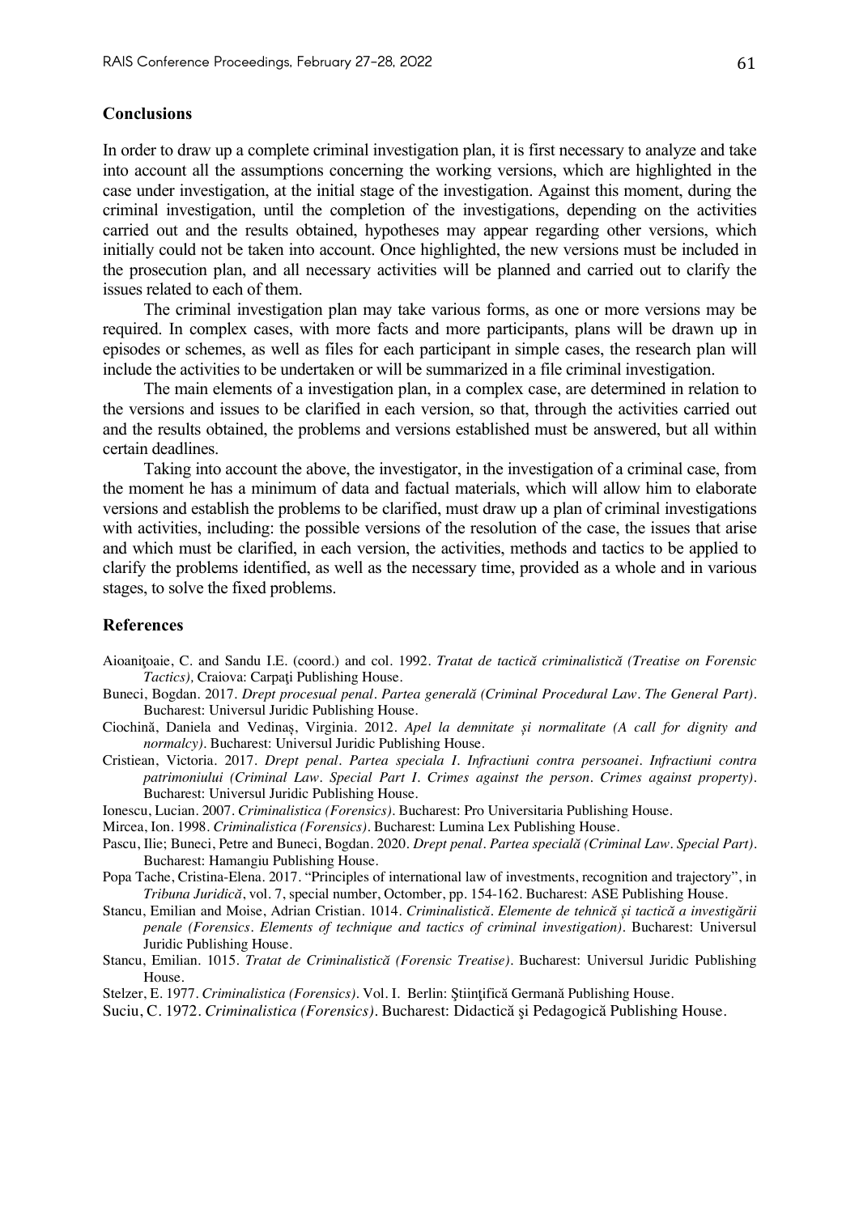## Conclusions

In order to draw up a complete criminal investigation plan, it is first necessary to analyze and take into account all the assumptions concerning the working versions, which are highlighted in the case under investigation, at the initial stage of the investigation. Against this moment, during the criminal investigation, until the completion of the investigations, depending on the activities carried out and the results obtained, hypotheses may appear regarding other versions, which initially could not be taken into account. Once highlighted, the new versions must be included in the prosecution plan, and all necessary activities will be planned and carried out to clarify the issues related to each of them.

The criminal investigation plan may take various forms, as one or more versions may be required. In complex cases, with more facts and more participants, plans will be drawn up in episodes or schemes, as well as files for each participant in simple cases, the research plan will include the activities to be undertaken or will be summarized in a file criminal investigation.

The main elements of a investigation plan, in a complex case, are determined in relation to the versions and issues to be clarified in each version, so that, through the activities carried out and the results obtained, the problems and versions established must be answered, but all within certain deadlines.

Taking into account the above, the investigator, in the investigation of a criminal case, from the moment he has a minimum of data and factual materials, which will allow him to elaborate versions and establish the problems to be clarified, must draw up a plan of criminal investigations with activities, including: the possible versions of the resolution of the case, the issues that arise and which must be clarified, in each version, the activities, methods and tactics to be applied to clarify the problems identified, as well as the necessary time, provided as a whole and in various stages, to solve the fixed problems.

## References

Aioaniţoaie, C. and Sandu I.E. (coord.) and col. 1992. *Tratat de tactică criminalistică (Treatise on Forensic Tactics),* Craiova: Carpaţi Publishing House.

Buneci, Bogdan. 2017. *Drept procesual penal. Partea generală (Criminal Procedural Law. The General Part).* Bucharest: Universul Juridic Publishing House.

Ciochină, Daniela and Vedinaș, Virginia. 2012. *Apel la demnitate și normalitate (A call for dignity and normalcy).* Bucharest: Universul Juridic Publishing House.

Cristiean, Victoria. 2017. *Drept penal. Partea speciala I. Infractiuni contra persoanei. Infractiuni contra patrimoniului (Criminal Law. Special Part I. Crimes against the person. Crimes against property).* Bucharest: Universul Juridic Publishing House.

Ionescu, Lucian. 2007. *Criminalistica (Forensics).* Bucharest: Pro Universitaria Publishing House.

Mircea, Ion. 1998. *Criminalistica (Forensics).* Bucharest: Lumina Lex Publishing House.

Pascu, Ilie; Buneci, Petre and Buneci, Bogdan. 2020. *Drept penal. Partea specială (Criminal Law. Special Part).* Bucharest: Hamangiu Publishing House.

Popa Tache, Cristina-Elena. 2017. "Principles of international law of investments, recognition and trajectory", in *Tribuna Juridică*, vol. 7, special number, Octomber, pp. 154-162. Bucharest: ASE Publishing House.

Stancu, Emilian and Moise, Adrian Cristian. 1014. *Criminalistică. Elemente de tehnică și tactică a investigării penale (Forensics. Elements of technique and tactics of criminal investigation).* Bucharest: Universul Juridic Publishing House.

Stancu, Emilian. 1015. *Tratat de Criminalistică (Forensic Treatise).* Bucharest: Universul Juridic Publishing House.

Stelzer, E. 1977. *Criminalistica (Forensics).* Vol. I. Berlin: Ştiinţifică Germană Publishing House.

Suciu, C. 1972. *Criminalistica (Forensics).* Bucharest: Didactică şi Pedagogică Publishing House.